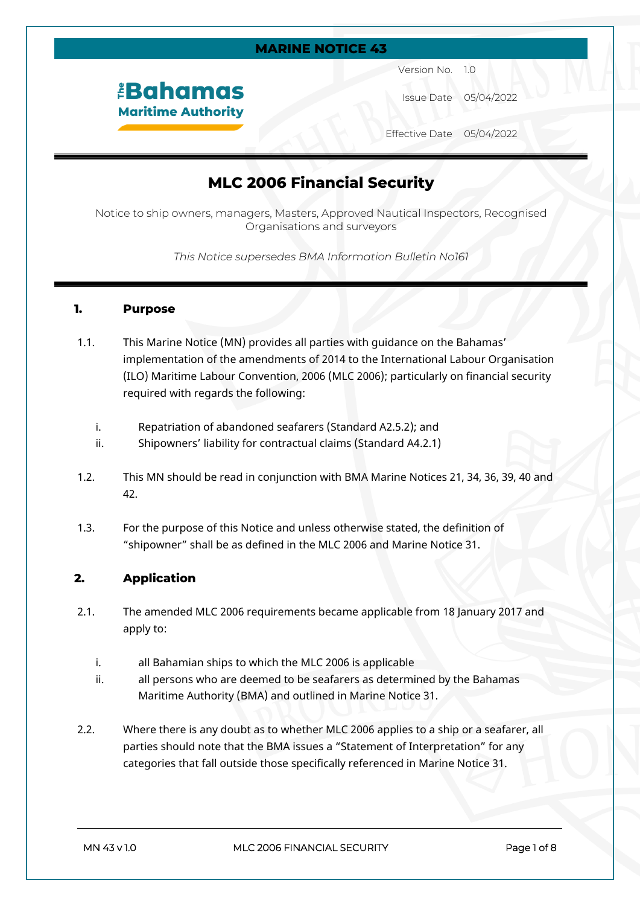**MARINE NOTICE 43**

The Bahamas Maritime Authority

| | |
|---|---|
| Version No. | 1.0 |
| Issue Date | 05/04/2022 |
| Effective Date | 05/04/2022 |

# MLC 2006 Financial Security

Notice to ship owners, managers, Masters, Approved Nautical Inspectors, Recognised Organisations and surveyors

*This Notice supersedes BMA Information Bulletin No161*

## 1. Purpose

1.1. This Marine Notice (MN) provides all parties with guidance on the Bahamas' implementation of the amendments of 2014 to the International Labour Organisation (ILO) Maritime Labour Convention, 2006 (MLC 2006); particularly on financial security required with regards the following:

i. Repatriation of abandoned seafarers (Standard A2.5.2); and
ii. Shipowners' liability for contractual claims (Standard A4.2.1)

1.2. This MN should be read in conjunction with BMA Marine Notices 21, 34, 36, 39, 40 and 42.

1.3. For the purpose of this Notice and unless otherwise stated, the definition of "shipowner" shall be as defined in the MLC 2006 and Marine Notice 31.

## 2. Application

2.1. The amended MLC 2006 requirements became applicable from 18 January 2017 and apply to:

i. all Bahamian ships to which the MLC 2006 is applicable
ii. all persons who are deemed to be seafarers as determined by the Bahamas Maritime Authority (BMA) and outlined in Marine Notice 31.

2.2. Where there is any doubt as to whether MLC 2006 applies to a ship or a seafarer, all parties should note that the BMA issues a "Statement of Interpretation" for any categories that fall outside those specifically referenced in Marine Notice 31.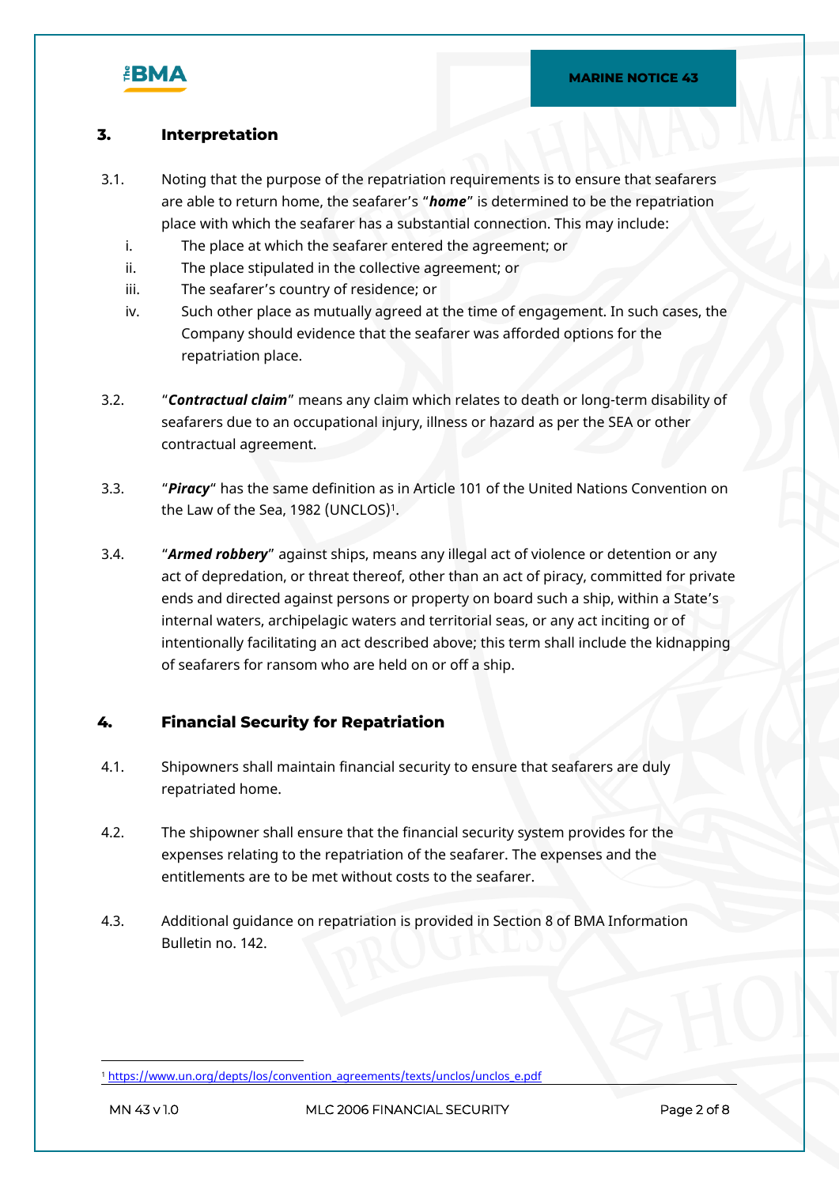## 3. Interpretation

3.1. Noting that the purpose of the repatriation requirements is to ensure that seafarers are able to return home, the seafarer's "***home***" is determined to be the repatriation place with which the seafarer has a substantial connection. This may include:

i. The place at which the seafarer entered the agreement; or

ii. The place stipulated in the collective agreement; or

iii. The seafarer's country of residence; or

iv. Such other place as mutually agreed at the time of engagement. In such cases, the Company should evidence that the seafarer was afforded options for the repatriation place.

3.2. "***Contractual claim***" means any claim which relates to death or long-term disability of seafarers due to an occupational injury, illness or hazard as per the SEA or other contractual agreement.

3.3. "***Piracy***" has the same definition as in Article 101 of the United Nations Convention on the Law of the Sea, 1982 (UNCLOS)[1].

3.4. "***Armed robbery***" against ships, means any illegal act of violence or detention or any act of depredation, or threat thereof, other than an act of piracy, committed for private ends and directed against persons or property on board such a ship, within a State's internal waters, archipelagic waters and territorial seas, or any act inciting or of intentionally facilitating an act described above; this term shall include the kidnapping of seafarers for ransom who are held on or off a ship.

## 4. Financial Security for Repatriation

4.1. Shipowners shall maintain financial security to ensure that seafarers are duly repatriated home.

4.2. The shipowner shall ensure that the financial security system provides for the expenses relating to the repatriation of the seafarer. The expenses and the entitlements are to be met without costs to the seafarer.

4.3. Additional guidance on repatriation is provided in Section 8 of BMA Information Bulletin no. 142.

---

[1] https://www.un.org/depts/los/convention_agreements/texts/unclos/unclos_e.pdf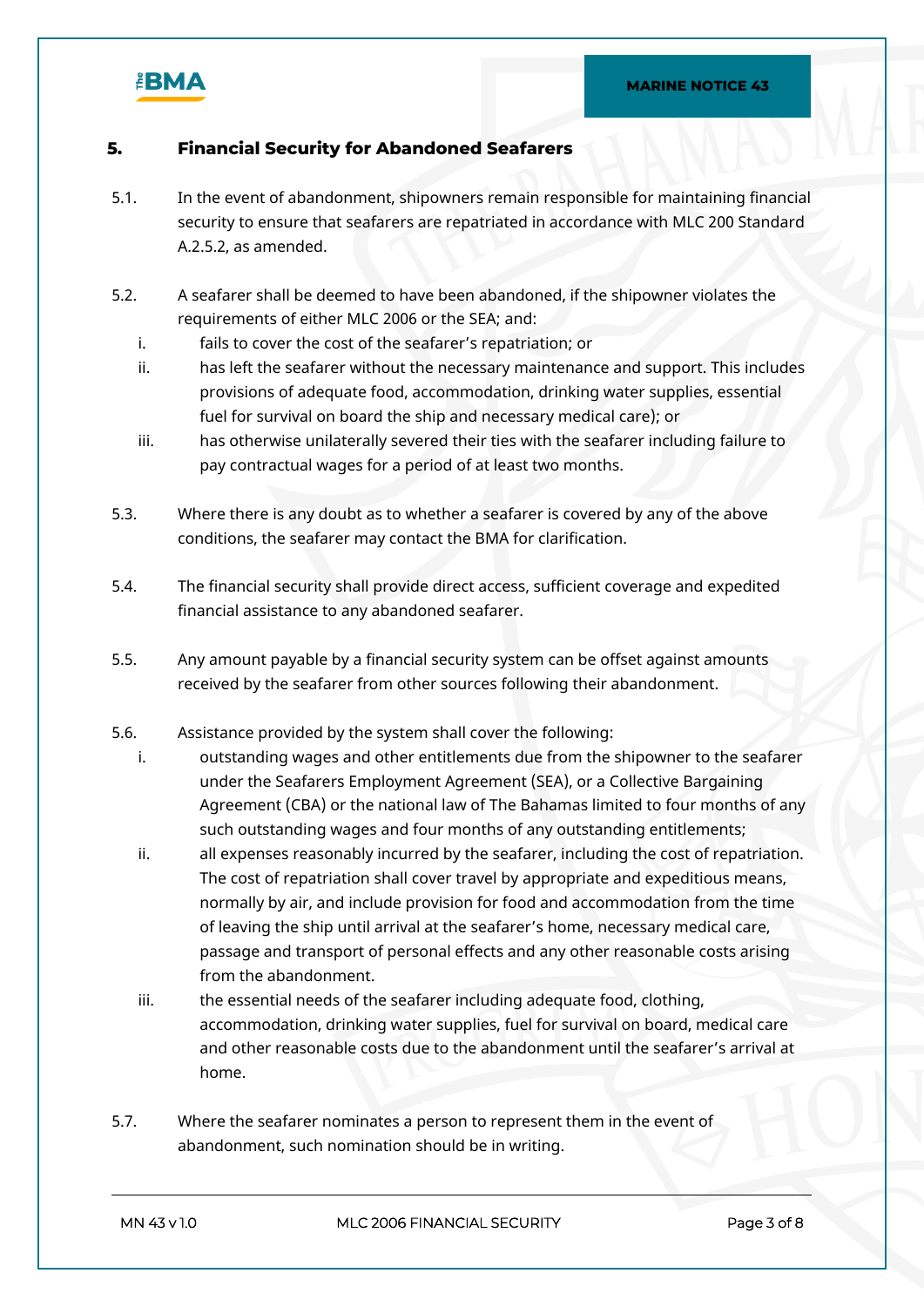## 5. Financial Security for Abandoned Seafarers

5.1. In the event of abandonment, shipowners remain responsible for maintaining financial security to ensure that seafarers are repatriated in accordance with MLC 200 Standard A.2.5.2, as amended.

5.2. A seafarer shall be deemed to have been abandoned, if the shipowner violates the requirements of either MLC 2006 or the SEA; and:

i. fails to cover the cost of the seafarer's repatriation; or
ii. has left the seafarer without the necessary maintenance and support. This includes provisions of adequate food, accommodation, drinking water supplies, essential fuel for survival on board the ship and necessary medical care); or
iii. has otherwise unilaterally severed their ties with the seafarer including failure to pay contractual wages for a period of at least two months.

5.3. Where there is any doubt as to whether a seafarer is covered by any of the above conditions, the seafarer may contact the BMA for clarification.

5.4. The financial security shall provide direct access, sufficient coverage and expedited financial assistance to any abandoned seafarer.

5.5. Any amount payable by a financial security system can be offset against amounts received by the seafarer from other sources following their abandonment.

5.6. Assistance provided by the system shall cover the following:

i. outstanding wages and other entitlements due from the shipowner to the seafarer under the Seafarers Employment Agreement (SEA), or a Collective Bargaining Agreement (CBA) or the national law of The Bahamas limited to four months of any such outstanding wages and four months of any outstanding entitlements;
ii. all expenses reasonably incurred by the seafarer, including the cost of repatriation. The cost of repatriation shall cover travel by appropriate and expeditious means, normally by air, and include provision for food and accommodation from the time of leaving the ship until arrival at the seafarer's home, necessary medical care, passage and transport of personal effects and any other reasonable costs arising from the abandonment.
iii. the essential needs of the seafarer including adequate food, clothing, accommodation, drinking water supplies, fuel for survival on board, medical care and other reasonable costs due to the abandonment until the seafarer's arrival at home.

5.7. Where the seafarer nominates a person to represent them in the event of abandonment, such nomination should be in writing.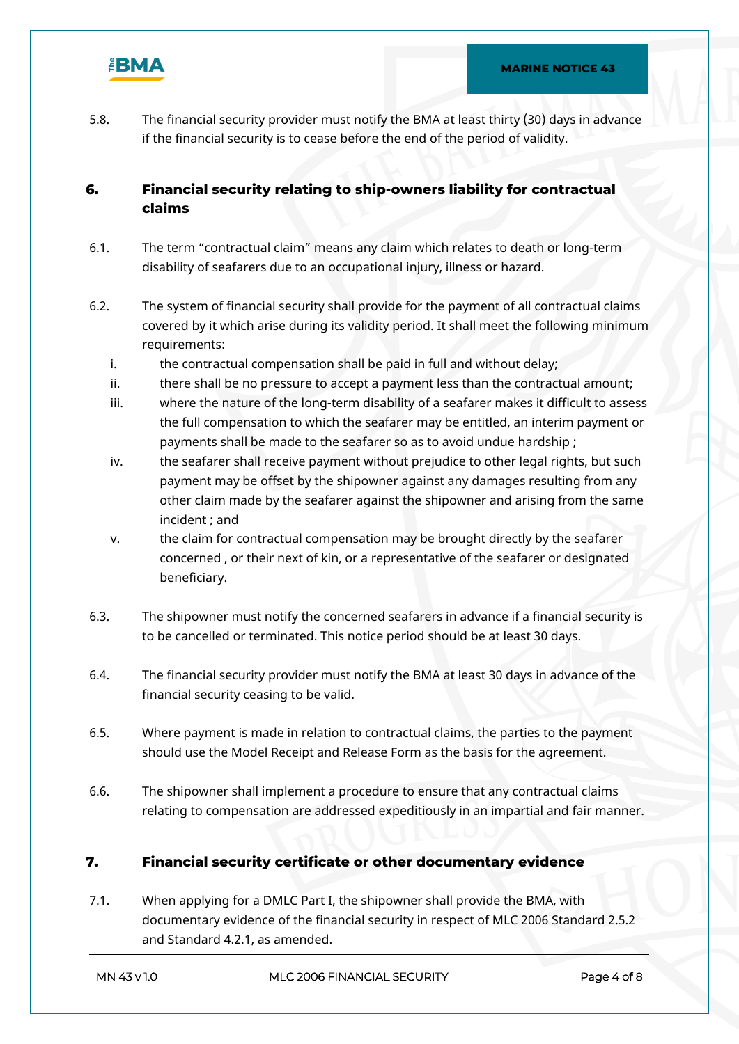5.8. The financial security provider must notify the BMA at least thirty (30) days in advance if the financial security is to cease before the end of the period of validity.

## 6. Financial security relating to ship-owners liability for contractual claims

6.1. The term "contractual claim" means any claim which relates to death or long-term disability of seafarers due to an occupational injury, illness or hazard.

6.2. The system of financial security shall provide for the payment of all contractual claims covered by it which arise during its validity period. It shall meet the following minimum requirements:

- i. the contractual compensation shall be paid in full and without delay;
- ii. there shall be no pressure to accept a payment less than the contractual amount;
- iii. where the nature of the long-term disability of a seafarer makes it difficult to assess the full compensation to which the seafarer may be entitled, an interim payment or payments shall be made to the seafarer so as to avoid undue hardship ;
- iv. the seafarer shall receive payment without prejudice to other legal rights, but such payment may be offset by the shipowner against any damages resulting from any other claim made by the seafarer against the shipowner and arising from the same incident ; and
- v. the claim for contractual compensation may be brought directly by the seafarer concerned , or their next of kin, or a representative of the seafarer or designated beneficiary.

6.3. The shipowner must notify the concerned seafarers in advance if a financial security is to be cancelled or terminated. This notice period should be at least 30 days.

6.4. The financial security provider must notify the BMA at least 30 days in advance of the financial security ceasing to be valid.

6.5. Where payment is made in relation to contractual claims, the parties to the payment should use the Model Receipt and Release Form as the basis for the agreement.

6.6. The shipowner shall implement a procedure to ensure that any contractual claims relating to compensation are addressed expeditiously in an impartial and fair manner.

## 7. Financial security certificate or other documentary evidence

7.1. When applying for a DMLC Part I, the shipowner shall provide the BMA, with documentary evidence of the financial security in respect of MLC 2006 Standard 2.5.2 and Standard 4.2.1, as amended.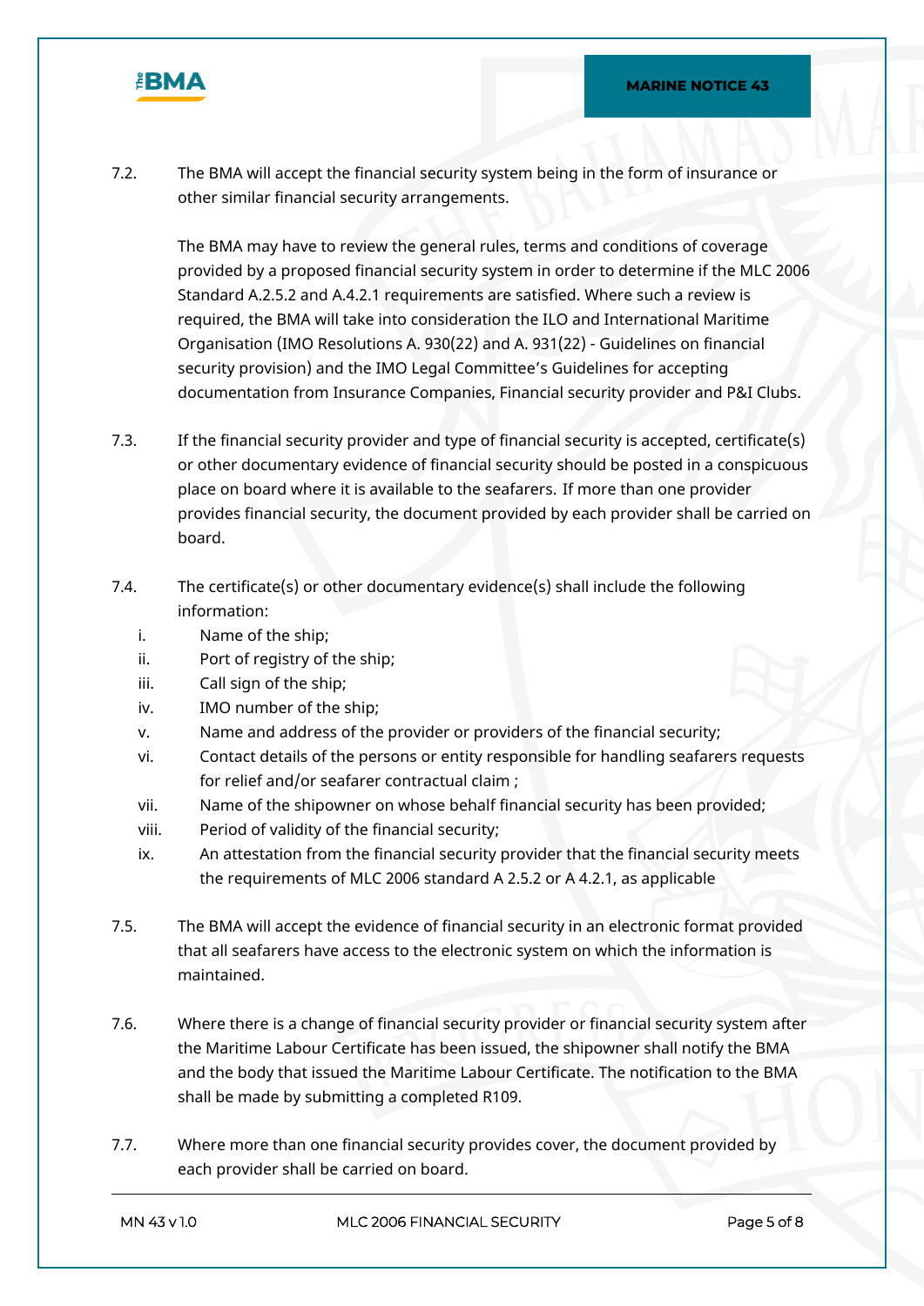7.2. The BMA will accept the financial security system being in the form of insurance or other similar financial security arrangements.

The BMA may have to review the general rules, terms and conditions of coverage provided by a proposed financial security system in order to determine if the MLC 2006 Standard A.2.5.2 and A.4.2.1 requirements are satisfied. Where such a review is required, the BMA will take into consideration the ILO and International Maritime Organisation (IMO Resolutions A. 930(22) and A. 931(22) - Guidelines on financial security provision) and the IMO Legal Committee's Guidelines for accepting documentation from Insurance Companies, Financial security provider and P&I Clubs.

7.3. If the financial security provider and type of financial security is accepted, certificate(s) or other documentary evidence of financial security should be posted in a conspicuous place on board where it is available to the seafarers. If more than one provider provides financial security, the document provided by each provider shall be carried on board.

7.4. The certificate(s) or other documentary evidence(s) shall include the following information:

i. Name of the ship;
ii. Port of registry of the ship;
iii. Call sign of the ship;
iv. IMO number of the ship;
v. Name and address of the provider or providers of the financial security;
vi. Contact details of the persons or entity responsible for handling seafarers requests for relief and/or seafarer contractual claim ;
vii. Name of the shipowner on whose behalf financial security has been provided;
viii. Period of validity of the financial security;
ix. An attestation from the financial security provider that the financial security meets the requirements of MLC 2006 standard A 2.5.2 or A 4.2.1, as applicable

7.5. The BMA will accept the evidence of financial security in an electronic format provided that all seafarers have access to the electronic system on which the information is maintained.

7.6. Where there is a change of financial security provider or financial security system after the Maritime Labour Certificate has been issued, the shipowner shall notify the BMA and the body that issued the Maritime Labour Certificate. The notification to the BMA shall be made by submitting a completed R109.

7.7. Where more than one financial security provides cover, the document provided by each provider shall be carried on board.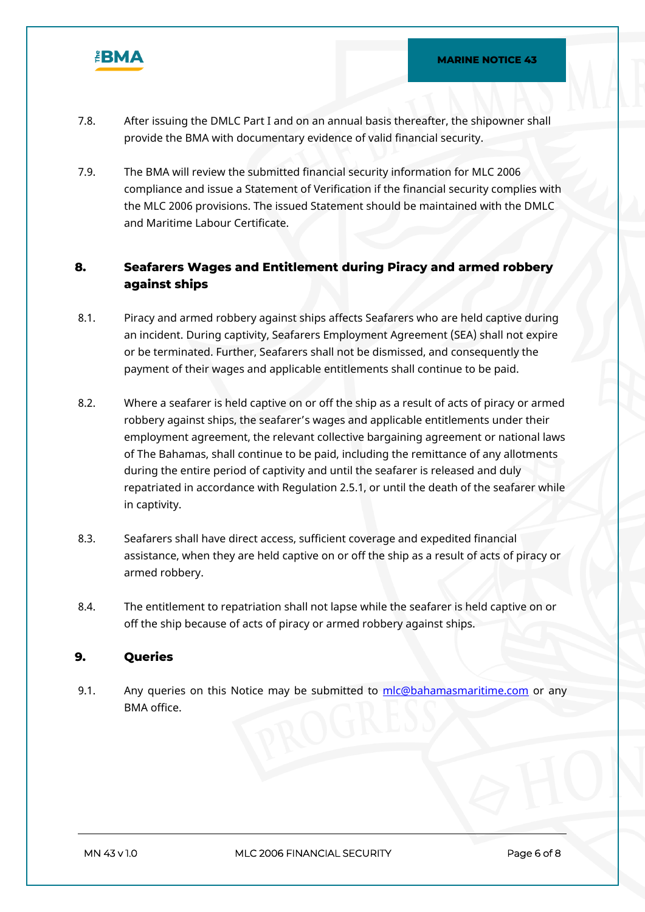7.8. After issuing the DMLC Part I and on an annual basis thereafter, the shipowner shall provide the BMA with documentary evidence of valid financial security.

7.9. The BMA will review the submitted financial security information for MLC 2006 compliance and issue a Statement of Verification if the financial security complies with the MLC 2006 provisions. The issued Statement should be maintained with the DMLC and Maritime Labour Certificate.

## 8. Seafarers Wages and Entitlement during Piracy and armed robbery against ships

8.1. Piracy and armed robbery against ships affects Seafarers who are held captive during an incident. During captivity, Seafarers Employment Agreement (SEA) shall not expire or be terminated. Further, Seafarers shall not be dismissed, and consequently the payment of their wages and applicable entitlements shall continue to be paid.

8.2. Where a seafarer is held captive on or off the ship as a result of acts of piracy or armed robbery against ships, the seafarer's wages and applicable entitlements under their employment agreement, the relevant collective bargaining agreement or national laws of The Bahamas, shall continue to be paid, including the remittance of any allotments during the entire period of captivity and until the seafarer is released and duly repatriated in accordance with Regulation 2.5.1, or until the death of the seafarer while in captivity.

8.3. Seafarers shall have direct access, sufficient coverage and expedited financial assistance, when they are held captive on or off the ship as a result of acts of piracy or armed robbery.

8.4. The entitlement to repatriation shall not lapse while the seafarer is held captive on or off the ship because of acts of piracy or armed robbery against ships.

## 9. Queries

9.1. Any queries on this Notice may be submitted to mlc@bahamasmaritime.com or any BMA office.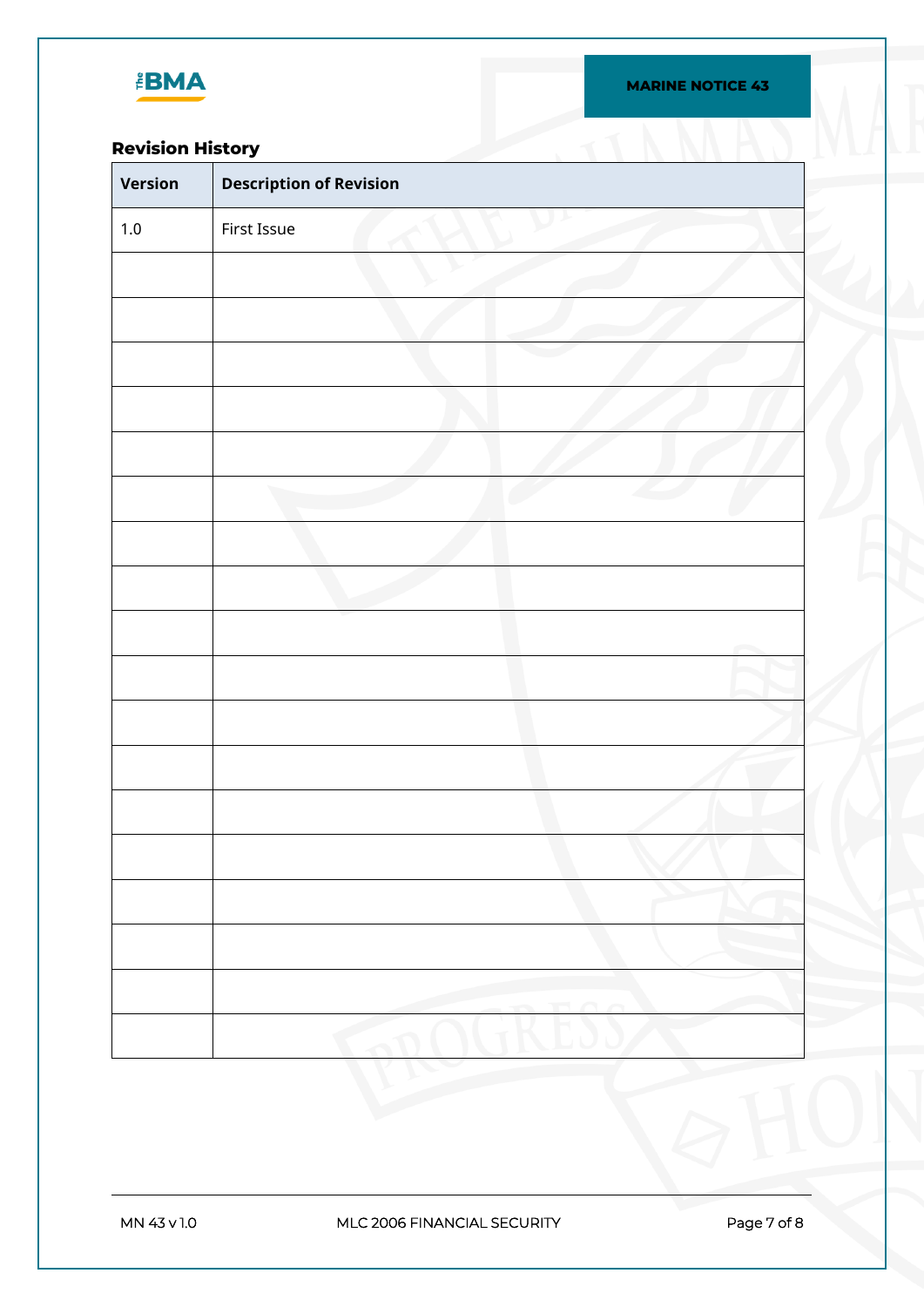## Revision History

| Version | Description of Revision |
|---|---|
| 1.0 | First Issue |
| | |
| | |
| | |
| | |
| | |
| | |
| | |
| | |
| | |
| | |
| | |
| | |
| | |
| | |
| | |
| | |
| | |
| | |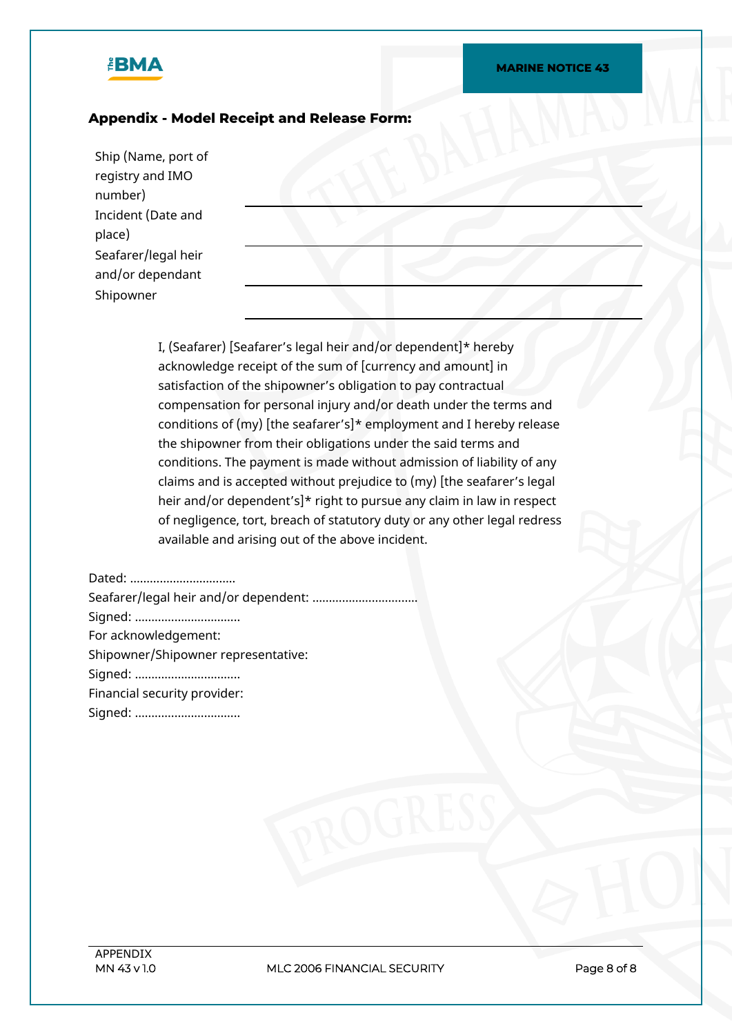## Appendix - Model Receipt and Release Form:

| | |
|---|---|
| Ship (Name, port of registry and IMO number) | |
| Incident (Date and place) | |
| Seafarer/legal heir and/or dependant | |
| Shipowner | |

I, (Seafarer) [Seafarer's legal heir and/or dependent]* hereby acknowledge receipt of the sum of [currency and amount] in satisfaction of the shipowner's obligation to pay contractual compensation for personal injury and/or death under the terms and conditions of (my) [the seafarer's]* employment and I hereby release the shipowner from their obligations under the said terms and conditions. The payment is made without admission of liability of any claims and is accepted without prejudice to (my) [the seafarer's legal heir and/or dependent's]* right to pursue any claim in law in respect of negligence, tort, breach of statutory duty or any other legal redress available and arising out of the above incident.

Dated: ..............................

Seafarer/legal heir and/or dependent: ..............................

Signed: ..............................

For acknowledgement:

Shipowner/Shipowner representative:

Signed: ..............................

Financial security provider:

Signed: ..............................